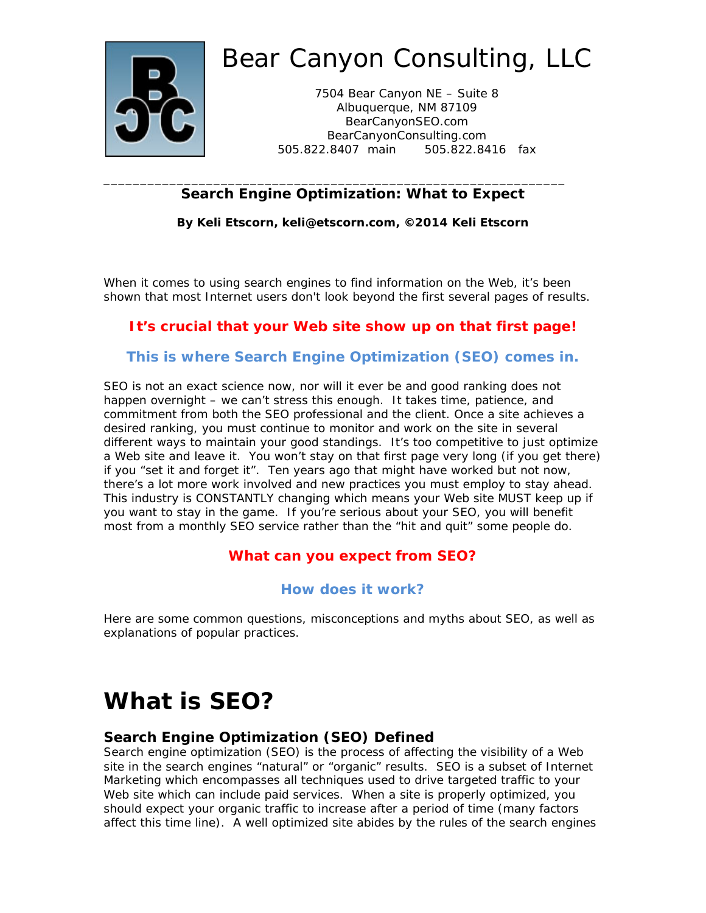# Bear Canyon Consulting, LLC

7504 Bear Canyon NE – Suite 8
Albuquerque, NM 87109
BearCanyonSEO.com
BearCanyonConsulting.com
505.822.8407 main 505.822.8416 fax

---

**Search Engine Optimization: What to Expect**

**By Keli Etscorn, keli@etscorn.com, ©2014 Keli Etscorn**

When it comes to using search engines to find information on the Web, it's been shown that most Internet users don't look beyond the first several pages of results.

**It's crucial that your Web site show up on that first page!**

**This is where Search Engine Optimization (SEO) comes in.**

SEO is not an exact science now, nor will it ever be and good ranking does not happen overnight – we can't stress this enough. It takes time, patience, and commitment from both the SEO professional and the client. Once a site achieves a desired ranking, you must continue to monitor and work on the site in several different ways to maintain your good standings. It's too competitive to just optimize a Web site and leave it. You won't stay on that first page very long (if you get there) if you "set it and forget it". Ten years ago that might have worked but not now, there's a lot more work involved and new practices you must employ to stay ahead. This industry is CONSTANTLY changing which means your Web site MUST keep up if you want to stay in the game. If you're serious about your SEO, you will benefit most from a monthly SEO service rather than the "hit and quit" some people do.

**What can you expect from SEO?**

**How does it work?**

Here are some common questions, misconceptions and myths about SEO, as well as explanations of popular practices.

# What is SEO?

### Search Engine Optimization (SEO) Defined

Search engine optimization (SEO) is the process of affecting the visibility of a Web site in the search engines "natural" or "organic" results. SEO is a subset of Internet Marketing which encompasses all techniques used to drive targeted traffic to your Web site which can include paid services. When a site is properly optimized, you should expect your organic traffic to increase after a period of time (many factors affect this time line). A well optimized site abides by the rules of the search engines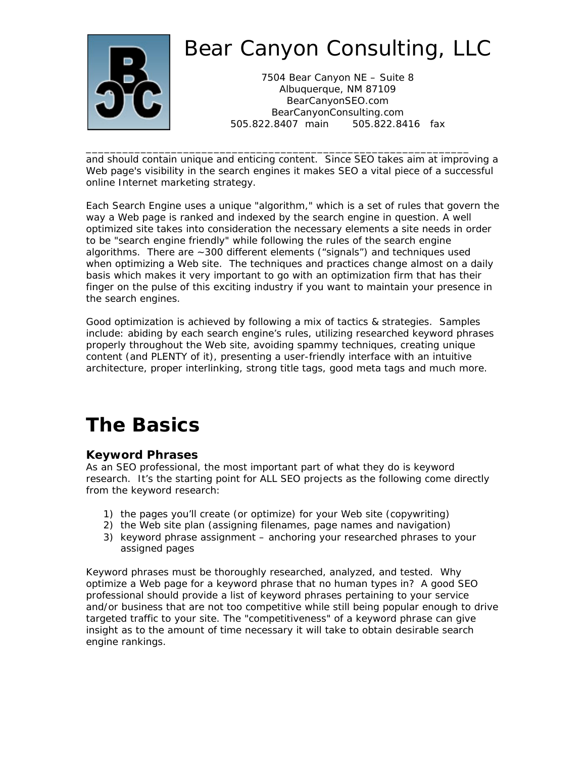and should contain unique and enticing content. Since SEO takes aim at improving a Web page's visibility in the search engines it makes SEO a vital piece of a successful online Internet marketing strategy.

Each Search Engine uses a unique "algorithm," which is a set of rules that govern the way a Web page is ranked and indexed by the search engine in question. A well optimized site takes into consideration the necessary elements a site needs in order to be "search engine friendly" while following the rules of the search engine algorithms. There are ~300 different elements ("signals") and techniques used when optimizing a Web site. The techniques and practices change almost on a daily basis which makes it very important to go with an optimization firm that has their finger on the pulse of this exciting industry if you want to maintain your presence in the search engines.

Good optimization is achieved by following a mix of tactics & strategies. Samples include: abiding by each search engine's rules, utilizing researched keyword phrases properly throughout the Web site, avoiding spammy techniques, creating unique content (and PLENTY of it), presenting a user-friendly interface with an intuitive architecture, proper interlinking, strong title tags, good meta tags and much more.

# The Basics

### Keyword Phrases

As an SEO professional, the most important part of what they do is keyword research. It's the starting point for ALL SEO projects as the following come directly from the keyword research:

1) the pages you'll create (or optimize) for your Web site (copywriting)
2) the Web site plan (assigning filenames, page names and navigation)
3) keyword phrase assignment – anchoring your researched phrases to your assigned pages

Keyword phrases must be thoroughly researched, analyzed, and tested. Why optimize a Web page for a keyword phrase that no human types in? A good SEO professional should provide a list of keyword phrases pertaining to your service and/or business that are not too competitive while still being popular enough to drive targeted traffic to your site. The "competitiveness" of a keyword phrase can give insight as to the amount of time necessary it will take to obtain desirable search engine rankings.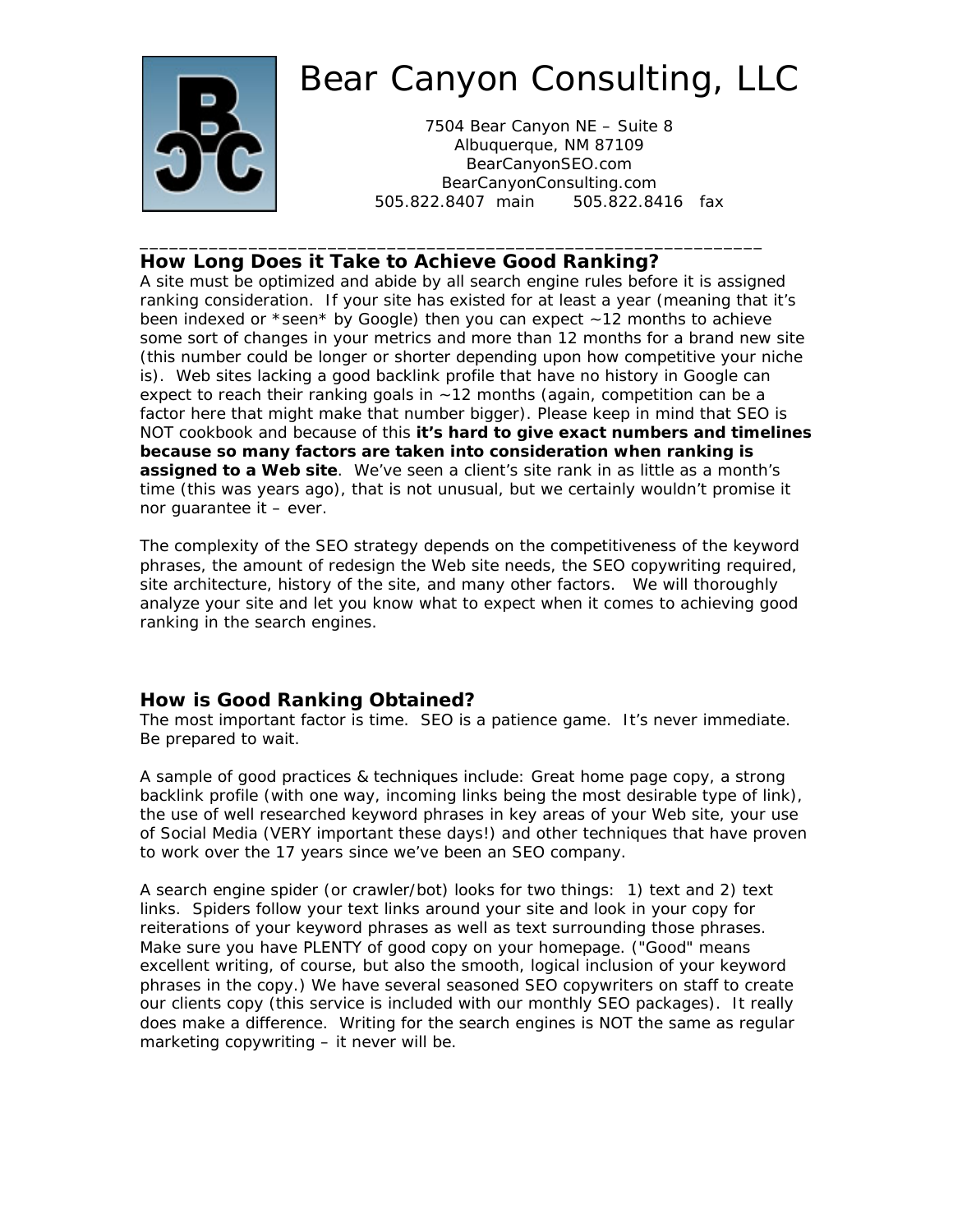# Bear Canyon Consulting, LLC

7504 Bear Canyon NE – Suite 8
Albuquerque, NM 87109
BearCanyonSEO.com
BearCanyonConsulting.com
505.822.8407 main 505.822.8416 fax

---

## How Long Does it Take to Achieve Good Ranking?

A site must be optimized and abide by all search engine rules before it is assigned ranking consideration. If your site has existed for at least a year (meaning that it's been indexed or *seen* by Google) then you can expect ~12 months to achieve some sort of changes in your metrics and more than 12 months for a brand new site (this number could be longer or shorter depending upon how competitive your niche is). Web sites lacking a good backlink profile that have no history in Google can expect to reach their ranking goals in ~12 months (again, competition can be a factor here that might make that number bigger). Please keep in mind that SEO is NOT cookbook and because of this **it's hard to give exact numbers and timelines because so many factors are taken into consideration when ranking is assigned to a Web site**. We've seen a client's site rank in as little as a month's time (this was years ago), that is not unusual, but we certainly wouldn't promise it nor guarantee it – ever.

The complexity of the SEO strategy depends on the competitiveness of the keyword phrases, the amount of redesign the Web site needs, the SEO copywriting required, site architecture, history of the site, and many other factors. We will thoroughly analyze your site and let you know what to expect when it comes to achieving good ranking in the search engines.

## How is Good Ranking Obtained?

The most important factor is time. SEO is a patience game. It's never immediate. Be prepared to wait.

A sample of good practices & techniques include: Great home page copy, a strong backlink profile (with one way, incoming links being the most desirable type of link), the use of well researched keyword phrases in key areas of your Web site, your use of Social Media (VERY important these days!) and other techniques that have proven to work over the 17 years since we've been an SEO company.

A search engine spider (or crawler/bot) looks for two things: 1) text and 2) text links. Spiders follow your text links around your site and look in your copy for reiterations of your keyword phrases as well as text surrounding those phrases. Make sure you have PLENTY of good copy on your homepage. ("Good" means excellent writing, of course, but also the smooth, logical inclusion of your keyword phrases in the copy.) We have several seasoned SEO copywriters on staff to create our clients copy (this service is included with our monthly SEO packages). It really does make a difference. Writing for the search engines is NOT the same as regular marketing copywriting – it never will be.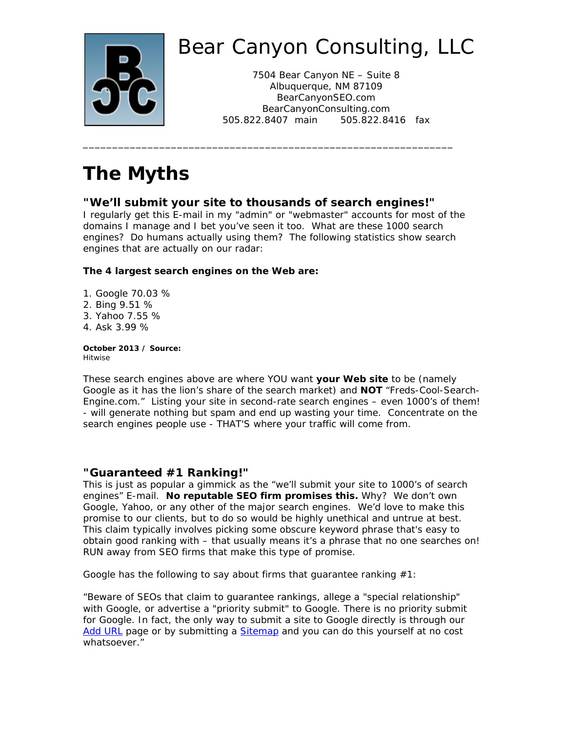Bear Canyon Consulting, LLC

7504 Bear Canyon NE – Suite 8
Albuquerque, NM 87109
BearCanyonSEO.com
BearCanyonConsulting.com
505.822.8407 main 505.822.8416 fax

---

# The Myths

### "We'll submit your site to thousands of search engines!"

I regularly get this E-mail in my "admin" or "webmaster" accounts for most of the domains I manage and I bet you've seen it too. What are these 1000 search engines? Do humans actually using them? The following statistics show search engines that are actually on our radar:

**The 4 largest search engines on the Web are:**

1. Google 70.03 %
2. Bing 9.51 %
3. Yahoo 7.55 %
4. Ask 3.99 %

**October 2013 / Source:**
Hitwise

These search engines above are where YOU want **your Web site** to be (namely Google as it has the lion's share of the search market) and **NOT** "Freds-Cool-Search-Engine.com." Listing your site in second-rate search engines – even 1000's of them! - will generate nothing but spam and end up wasting your time. Concentrate on the search engines people use - THAT'S where your traffic will come from.

### "Guaranteed #1 Ranking!"

This is just as popular a gimmick as the "we'll submit your site to 1000's of search engines" E-mail. **No reputable SEO firm promises this.** Why? We don't own Google, Yahoo, or any other of the major search engines. We'd love to make this promise to our clients, but to do so would be highly unethical and untrue at best. This claim typically involves picking some obscure keyword phrase that's easy to obtain good ranking with – that usually means it's a phrase that no one searches on! RUN away from SEO firms that make this type of promise.

Google has the following to say about firms that guarantee ranking #1:

"Beware of SEOs that claim to guarantee rankings, allege a "special relationship" with Google, or advertise a "priority submit" to Google. There is no priority submit for Google. In fact, the only way to submit a site to Google directly is through our Add URL page or by submitting a Sitemap and you can do this yourself at no cost whatsoever."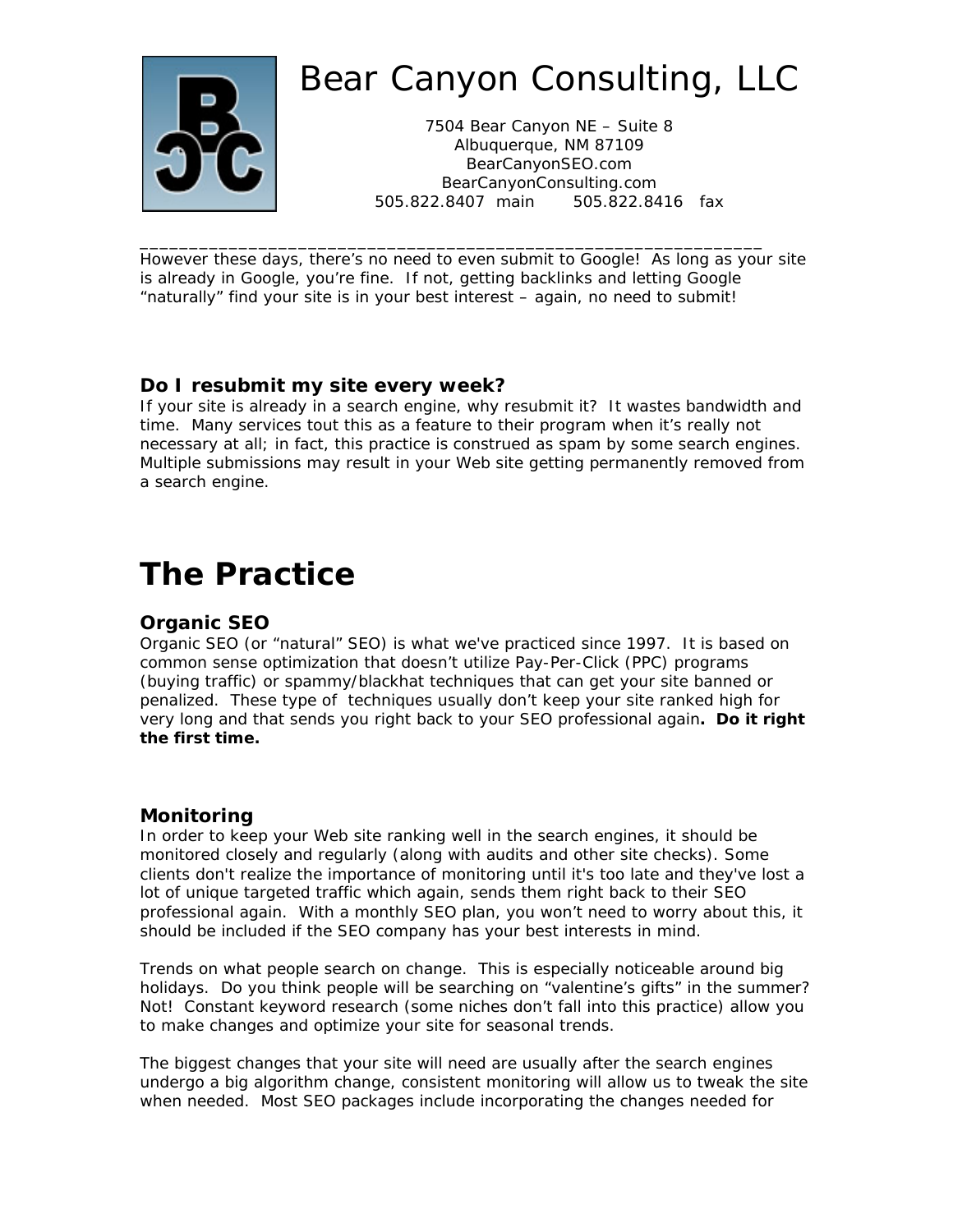However these days, there's no need to even submit to Google! As long as your site is already in Google, you're fine. If not, getting backlinks and letting Google "naturally" find your site is in your best interest – again, no need to submit!

### Do I resubmit my site every week?

If your site is already in a search engine, why resubmit it? It wastes bandwidth and time. Many services tout this as a feature to their program when it's really not necessary at all; in fact, this practice is construed as spam by some search engines. Multiple submissions may result in your Web site getting permanently removed from a search engine.

# The Practice

### Organic SEO

Organic SEO (or "natural" SEO) is what we've practiced since 1997. It is based on common sense optimization that doesn't utilize Pay-Per-Click (PPC) programs (buying traffic) or spammy/blackhat techniques that can get your site banned or penalized. These type of techniques usually don't keep your site ranked high for very long and that sends you right back to your SEO professional again**. Do it right the first time.**

### Monitoring

In order to keep your Web site ranking well in the search engines, it should be monitored closely and regularly (along with audits and other site checks). Some clients don't realize the importance of monitoring until it's too late and they've lost a lot of unique targeted traffic which again, sends them right back to their SEO professional again. With a monthly SEO plan, you won't need to worry about this, it should be included if the SEO company has your best interests in mind.

Trends on what people search on change. This is especially noticeable around big holidays. Do you think people will be searching on "valentine's gifts" in the summer? Not! Constant keyword research (some niches don't fall into this practice) allow you to make changes and optimize your site for seasonal trends.

The biggest changes that your site will need are usually after the search engines undergo a big algorithm change, consistent monitoring will allow us to tweak the site when needed. Most SEO packages include incorporating the changes needed for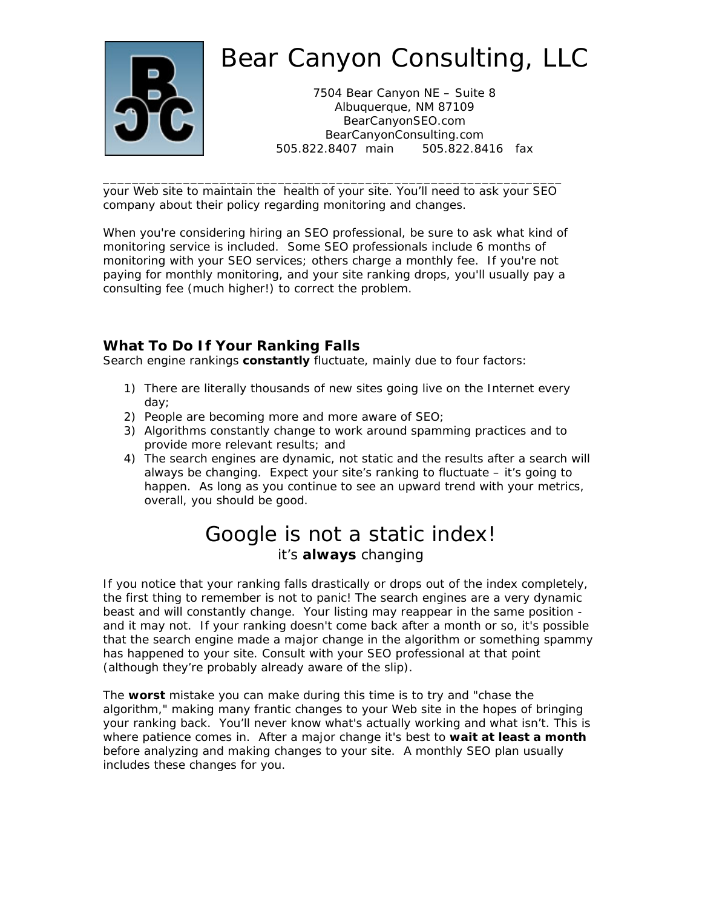your Web site to maintain the health of your site. You'll need to ask your SEO company about their policy regarding monitoring and changes.

When you're considering hiring an SEO professional, be sure to ask what kind of monitoring service is included. Some SEO professionals include 6 months of monitoring with your SEO services; others charge a monthly fee. If you're not paying for monthly monitoring, and your site ranking drops, you'll usually pay a consulting fee (much higher!) to correct the problem.

### What To Do If Your Ranking Falls

Search engine rankings **constantly** fluctuate, mainly due to four factors:

1) There are literally thousands of new sites going live on the Internet every day;
2) People are becoming more and more aware of SEO;
3) Algorithms constantly change to work around spamming practices and to provide more relevant results; and
4) The search engines are dynamic, not static and the results after a search will always be changing. Expect your site's ranking to fluctuate – it's going to happen. As long as you continue to see an upward trend with your metrics, overall, you should be good.

## Google is not a static index!

it's **always** changing

If you notice that your ranking falls drastically or drops out of the index completely, the first thing to remember is not to panic! The search engines are a very dynamic beast and will constantly change. Your listing may reappear in the same position - and it may not. If your ranking doesn't come back after a month or so, it's possible that the search engine made a major change in the algorithm or something spammy has happened to your site. Consult with your SEO professional at that point (although they're probably already aware of the slip).

The **worst** mistake you can make during this time is to try and "chase the algorithm," making many frantic changes to your Web site in the hopes of bringing your ranking back. You'll never know what's actually working and what isn't. This is where patience comes in. After a major change it's best to **wait at least a month** before analyzing and making changes to your site. A monthly SEO plan usually includes these changes for you.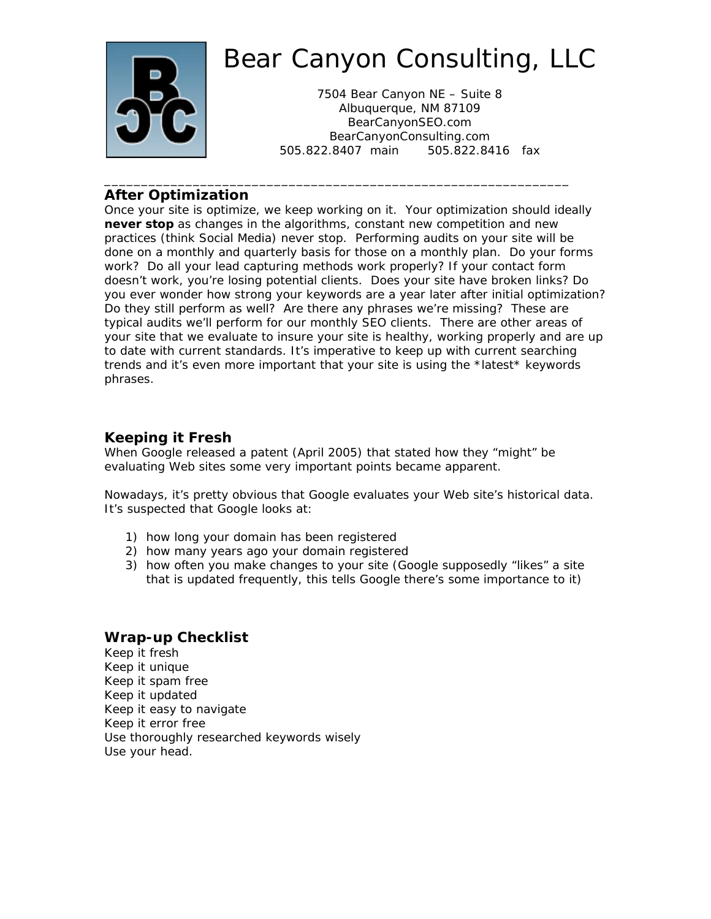# Bear Canyon Consulting, LLC

7504 Bear Canyon NE – Suite 8
Albuquerque, NM 87109
BearCanyonSEO.com
BearCanyonConsulting.com
505.822.8407 main 505.822.8416 fax

---

## After Optimization

Once your site is optimize, we keep working on it. Your optimization should ideally **never stop** as changes in the algorithms, constant new competition and new practices (think Social Media) never stop. Performing audits on your site will be done on a monthly and quarterly basis for those on a monthly plan. Do your forms work? Do all your lead capturing methods work properly? If your contact form doesn't work, you're losing potential clients. Does your site have broken links? Do you ever wonder how strong your keywords are a year later after initial optimization? Do they still perform as well? Are there any phrases we're missing? These are typical audits we'll perform for our monthly SEO clients. There are other areas of your site that we evaluate to insure your site is healthy, working properly and are up to date with current standards. It's imperative to keep up with current searching trends and it's even more important that your site is using the *latest* keywords phrases.

## Keeping it Fresh

When Google released a patent (April 2005) that stated how they "might" be evaluating Web sites some very important points became apparent.

Nowadays, it's pretty obvious that Google evaluates your Web site's historical data. It's suspected that Google looks at:

1) how long your domain has been registered
2) how many years ago your domain registered
3) how often you make changes to your site (Google supposedly "likes" a site that is updated frequently, this tells Google there's some importance to it)

## Wrap-up Checklist

Keep it fresh
Keep it unique
Keep it spam free
Keep it updated
Keep it easy to navigate
Keep it error free
Use thoroughly researched keywords wisely
Use your head.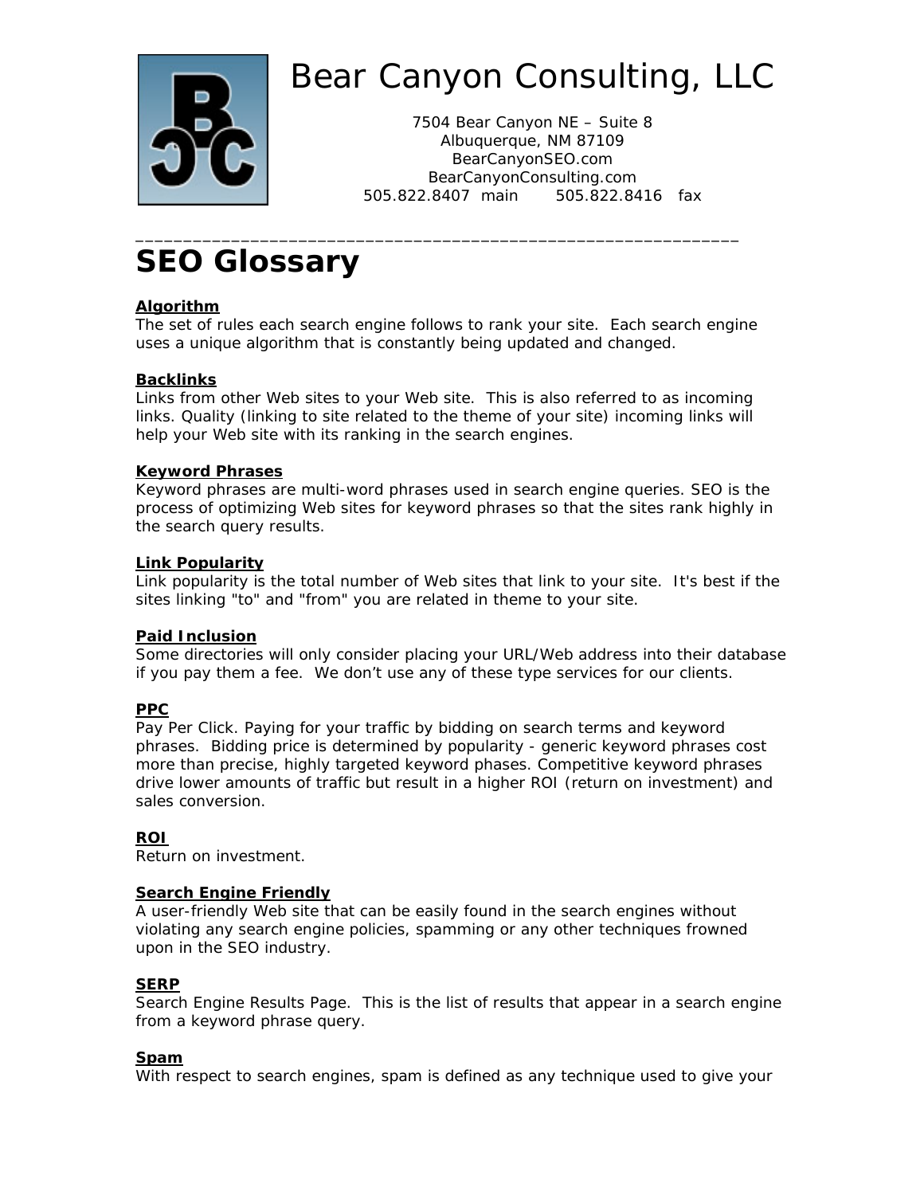# Bear Canyon Consulting, LLC

7504 Bear Canyon NE – Suite 8
Albuquerque, NM 87109
BearCanyonSEO.com
BearCanyonConsulting.com
505.822.8407 main 505.822.8416 fax

---

# SEO Glossary

**Algorithm**
The set of rules each search engine follows to rank your site. Each search engine uses a unique algorithm that is constantly being updated and changed.

**Backlinks**
Links from other Web sites to your Web site. This is also referred to as incoming links. Quality (linking to site related to the theme of your site) incoming links will help your Web site with its ranking in the search engines.

**Keyword Phrases**
Keyword phrases are multi-word phrases used in search engine queries. SEO is the process of optimizing Web sites for keyword phrases so that the sites rank highly in the search query results.

**Link Popularity**
Link popularity is the total number of Web sites that link to your site. It's best if the sites linking "to" and "from" you are related in theme to your site.

**Paid Inclusion**
Some directories will only consider placing your URL/Web address into their database if you pay them a fee. We don't use any of these type services for our clients.

**PPC**
Pay Per Click. Paying for your traffic by bidding on search terms and keyword phrases. Bidding price is determined by popularity - generic keyword phrases cost more than precise, highly targeted keyword phases. Competitive keyword phrases drive lower amounts of traffic but result in a higher ROI (return on investment) and sales conversion.

**ROI**
Return on investment.

**Search Engine Friendly**
A user-friendly Web site that can be easily found in the search engines without violating any search engine policies, spamming or any other techniques frowned upon in the SEO industry.

**SERP**
Search Engine Results Page. This is the list of results that appear in a search engine from a keyword phrase query.

**Spam**
With respect to search engines, spam is defined as any technique used to give your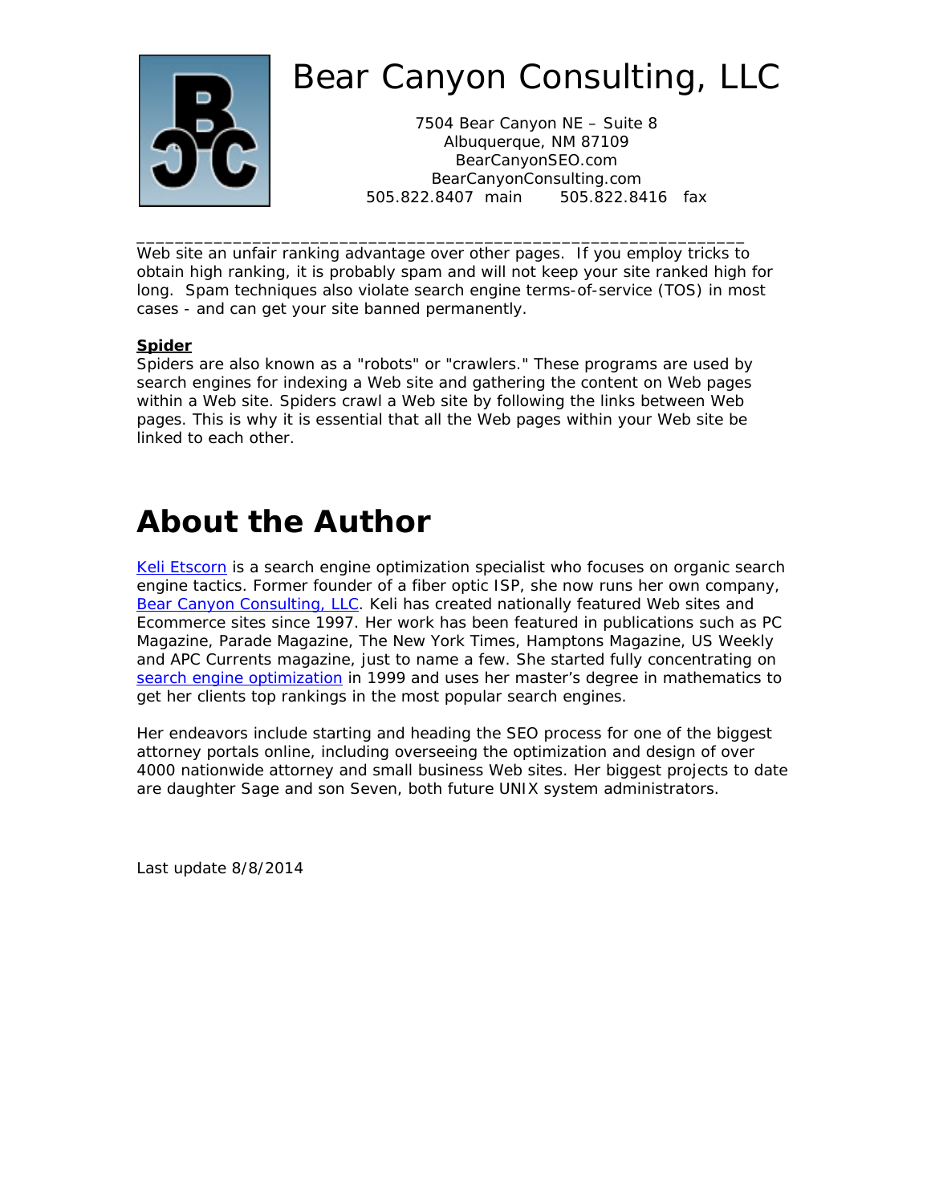Web site an unfair ranking advantage over other pages. If you employ tricks to obtain high ranking, it is probably spam and will not keep your site ranked high for long. Spam techniques also violate search engine terms-of-service (TOS) in most cases - and can get your site banned permanently.

**Spider**

Spiders are also known as a "robots" or "crawlers." These programs are used by search engines for indexing a Web site and gathering the content on Web pages within a Web site. Spiders crawl a Web site by following the links between Web pages. This is why it is essential that all the Web pages within your Web site be linked to each other.

# About the Author

Keli Etscorn is a search engine optimization specialist who focuses on organic search engine tactics. Former founder of a fiber optic ISP, she now runs her own company, Bear Canyon Consulting, LLC. Keli has created nationally featured Web sites and Ecommerce sites since 1997. Her work has been featured in publications such as PC Magazine, Parade Magazine, The New York Times, Hamptons Magazine, US Weekly and APC Currents magazine, just to name a few. She started fully concentrating on search engine optimization in 1999 and uses her master's degree in mathematics to get her clients top rankings in the most popular search engines.

Her endeavors include starting and heading the SEO process for one of the biggest attorney portals online, including overseeing the optimization and design of over 4000 nationwide attorney and small business Web sites. Her biggest projects to date are daughter Sage and son Seven, both future UNIX system administrators.

Last update 8/8/2014